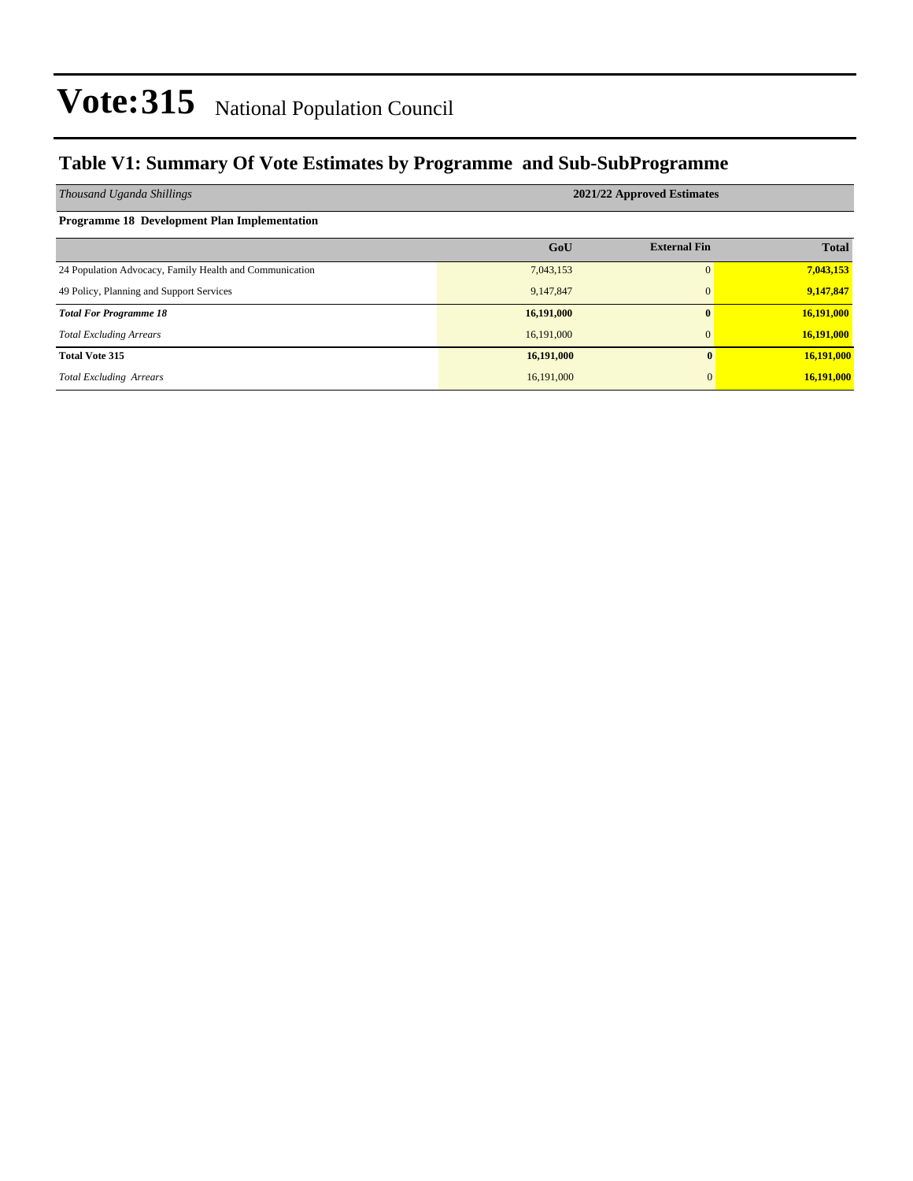# Vote:315 National Population Council

## Table V1: Summary Of Vote Estimates by Programme and Sub-SubProgramme

| *Thousand Uganda Shillings* | 2021/22 Approved Estimates | | |
|---|---|---|---|
| **Programme 18 Development Plan Implementation** | | | |
| | **GoU** | **External Fin** | **Total** |
| 24 Population Advocacy, Family Health and Communication | 7,043,153 | 0 | **7,043,153** |
| 49 Policy, Planning and Support Services | 9,147,847 | 0 | **9,147,847** |
| ***Total For Programme 18*** | **16,191,000** | **0** | **16,191,000** |
| *Total Excluding Arrears* | 16,191,000 | 0 | **16,191,000** |
| **Total Vote 315** | **16,191,000** | **0** | **16,191,000** |
| *Total Excluding Arrears* | 16,191,000 | 0 | **16,191,000** |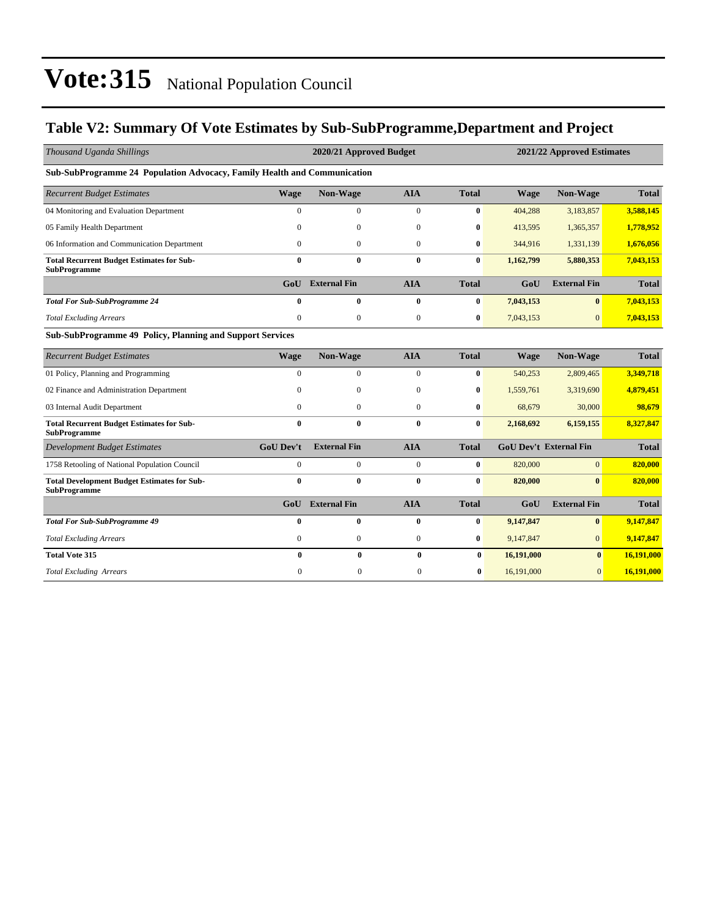# Vote:315 National Population Council

## Table V2: Summary Of Vote Estimates by Sub-SubProgramme,Department and Project

| *Thousand Uganda Shillings* | 2020/21 Approved Budget | | | | 2021/22 Approved Estimates | | |
|---|---|---|---|---|---|---|---|
| **Sub-SubProgramme 24 Population Advocacy, Family Health and Communication** | | | | | | | |
| *Recurrent Budget Estimates* | **Wage** | **Non-Wage** | **AIA** | **Total** | **Wage** | **Non-Wage** | **Total** |
| 04 Monitoring and Evaluation Department | 0 | 0 | 0 | **0** | 404,288 | 3,183,857 | **3,588,145** |
| 05 Family Health Department | 0 | 0 | 0 | **0** | 413,595 | 1,365,357 | **1,778,952** |
| 06 Information and Communication Department | 0 | 0 | 0 | **0** | 344,916 | 1,331,139 | **1,676,056** |
| **Total Recurrent Budget Estimates for Sub-SubProgramme** | **0** | **0** | **0** | **0** | **1,162,799** | **5,880,353** | **7,043,153** |
| | **GoU** | **External Fin** | **AIA** | **Total** | **GoU** | **External Fin** | **Total** |
| ***Total For Sub-SubProgramme 24*** | **0** | **0** | **0** | **0** | **7,043,153** | **0** | **7,043,153** |
| *Total Excluding Arrears* | 0 | 0 | 0 | **0** | 7,043,153 | 0 | **7,043,153** |
| **Sub-SubProgramme 49 Policy, Planning and Support Services** | | | | | | | |
| *Recurrent Budget Estimates* | **Wage** | **Non-Wage** | **AIA** | **Total** | **Wage** | **Non-Wage** | **Total** |
| 01 Policy, Planning and Programming | 0 | 0 | 0 | **0** | 540,253 | 2,809,465 | **3,349,718** |
| 02 Finance and Administration Department | 0 | 0 | 0 | **0** | 1,559,761 | 3,319,690 | **4,879,451** |
| 03 Internal Audit Department | 0 | 0 | 0 | **0** | 68,679 | 30,000 | **98,679** |
| **Total Recurrent Budget Estimates for Sub-SubProgramme** | **0** | **0** | **0** | **0** | **2,168,692** | **6,159,155** | **8,327,847** |
| *Development Budget Estimates* | **GoU Dev't** | **External Fin** | **AIA** | **Total** | **GoU Dev't** | **External Fin** | **Total** |
| 1758 Retooling of National Population Council | 0 | 0 | 0 | **0** | 820,000 | 0 | **820,000** |
| **Total Development Budget Estimates for Sub-SubProgramme** | **0** | **0** | **0** | **0** | **820,000** | **0** | **820,000** |
| | **GoU** | **External Fin** | **AIA** | **Total** | **GoU** | **External Fin** | **Total** |
| ***Total For Sub-SubProgramme 49*** | **0** | **0** | **0** | **0** | **9,147,847** | **0** | **9,147,847** |
| *Total Excluding Arrears* | 0 | 0 | 0 | **0** | 9,147,847 | 0 | **9,147,847** |
| **Total Vote 315** | **0** | **0** | **0** | **0** | **16,191,000** | **0** | **16,191,000** |
| *Total Excluding Arrears* | 0 | 0 | 0 | **0** | 16,191,000 | 0 | **16,191,000** |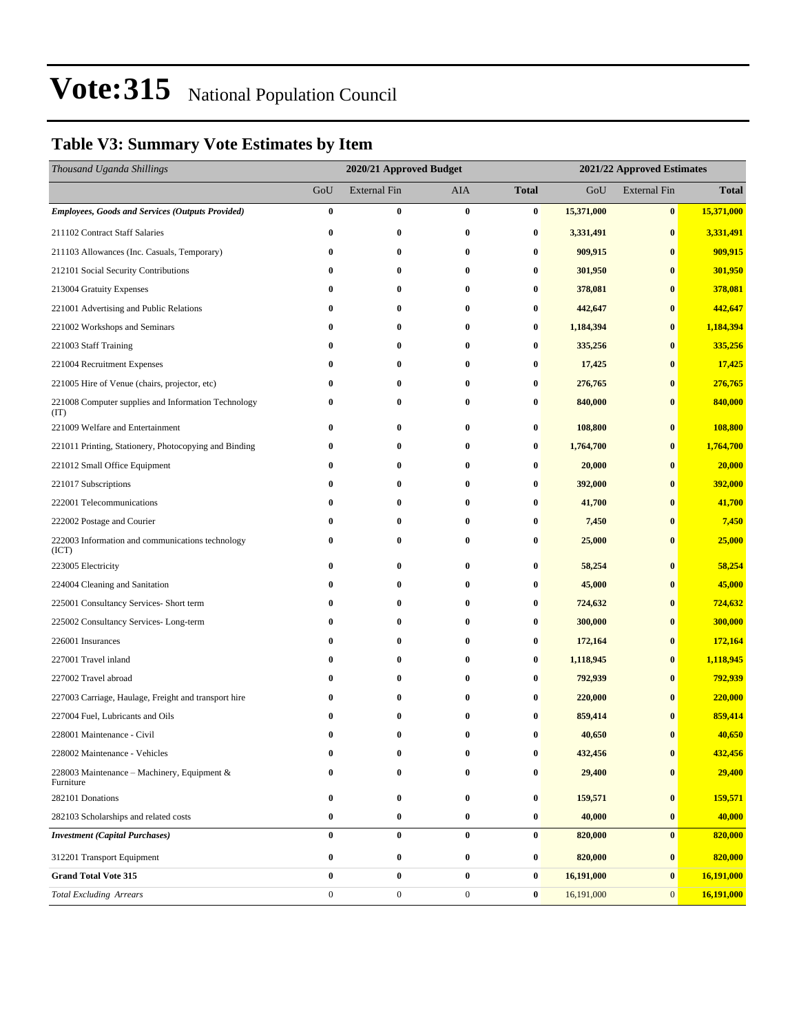# Vote:315 National Population Council

## Table V3: Summary Vote Estimates by Item

| *Thousand Uganda Shillings* | 2020/21 Approved Budget | | | | 2021/22 Approved Estimates | | |
|---|---|---|---|---|---|---|---|
| | GoU | External Fin | AIA | **Total** | GoU | External Fin | **Total** |
| ***Employees, Goods and Services (Outputs Provided)*** | **0** | **0** | **0** | **0** | **15,371,000** | **0** | **15,371,000** |
| 211102 Contract Staff Salaries | **0** | **0** | **0** | **0** | **3,331,491** | **0** | **3,331,491** |
| 211103 Allowances (Inc. Casuals, Temporary) | **0** | **0** | **0** | **0** | **909,915** | **0** | **909,915** |
| 212101 Social Security Contributions | **0** | **0** | **0** | **0** | **301,950** | **0** | **301,950** |
| 213004 Gratuity Expenses | **0** | **0** | **0** | **0** | **378,081** | **0** | **378,081** |
| 221001 Advertising and Public Relations | **0** | **0** | **0** | **0** | **442,647** | **0** | **442,647** |
| 221002 Workshops and Seminars | **0** | **0** | **0** | **0** | **1,184,394** | **0** | **1,184,394** |
| 221003 Staff Training | **0** | **0** | **0** | **0** | **335,256** | **0** | **335,256** |
| 221004 Recruitment Expenses | **0** | **0** | **0** | **0** | **17,425** | **0** | **17,425** |
| 221005 Hire of Venue (chairs, projector, etc) | **0** | **0** | **0** | **0** | **276,765** | **0** | **276,765** |
| 221008 Computer supplies and Information Technology (IT) | **0** | **0** | **0** | **0** | **840,000** | **0** | **840,000** |
| 221009 Welfare and Entertainment | **0** | **0** | **0** | **0** | **108,800** | **0** | **108,800** |
| 221011 Printing, Stationery, Photocopying and Binding | **0** | **0** | **0** | **0** | **1,764,700** | **0** | **1,764,700** |
| 221012 Small Office Equipment | **0** | **0** | **0** | **0** | **20,000** | **0** | **20,000** |
| 221017 Subscriptions | **0** | **0** | **0** | **0** | **392,000** | **0** | **392,000** |
| 222001 Telecommunications | **0** | **0** | **0** | **0** | **41,700** | **0** | **41,700** |
| 222002 Postage and Courier | **0** | **0** | **0** | **0** | **7,450** | **0** | **7,450** |
| 222003 Information and communications technology (ICT) | **0** | **0** | **0** | **0** | **25,000** | **0** | **25,000** |
| 223005 Electricity | **0** | **0** | **0** | **0** | **58,254** | **0** | **58,254** |
| 224004 Cleaning and Sanitation | **0** | **0** | **0** | **0** | **45,000** | **0** | **45,000** |
| 225001 Consultancy Services- Short term | **0** | **0** | **0** | **0** | **724,632** | **0** | **724,632** |
| 225002 Consultancy Services- Long-term | **0** | **0** | **0** | **0** | **300,000** | **0** | **300,000** |
| 226001 Insurances | **0** | **0** | **0** | **0** | **172,164** | **0** | **172,164** |
| 227001 Travel inland | **0** | **0** | **0** | **0** | **1,118,945** | **0** | **1,118,945** |
| 227002 Travel abroad | **0** | **0** | **0** | **0** | **792,939** | **0** | **792,939** |
| 227003 Carriage, Haulage, Freight and transport hire | **0** | **0** | **0** | **0** | **220,000** | **0** | **220,000** |
| 227004 Fuel, Lubricants and Oils | **0** | **0** | **0** | **0** | **859,414** | **0** | **859,414** |
| 228001 Maintenance - Civil | **0** | **0** | **0** | **0** | **40,650** | **0** | **40,650** |
| 228002 Maintenance - Vehicles | **0** | **0** | **0** | **0** | **432,456** | **0** | **432,456** |
| 228003 Maintenance – Machinery, Equipment & Furniture | **0** | **0** | **0** | **0** | **29,400** | **0** | **29,400** |
| 282101 Donations | **0** | **0** | **0** | **0** | **159,571** | **0** | **159,571** |
| 282103 Scholarships and related costs | **0** | **0** | **0** | **0** | **40,000** | **0** | **40,000** |
| ***Investment (Capital Purchases)*** | **0** | **0** | **0** | **0** | **820,000** | **0** | **820,000** |
| 312201 Transport Equipment | **0** | **0** | **0** | **0** | **820,000** | **0** | **820,000** |
| **Grand Total Vote 315** | **0** | **0** | **0** | **0** | **16,191,000** | **0** | **16,191,000** |
| *Total Excluding Arrears* | 0 | 0 | 0 | **0** | 16,191,000 | 0 | **16,191,000** |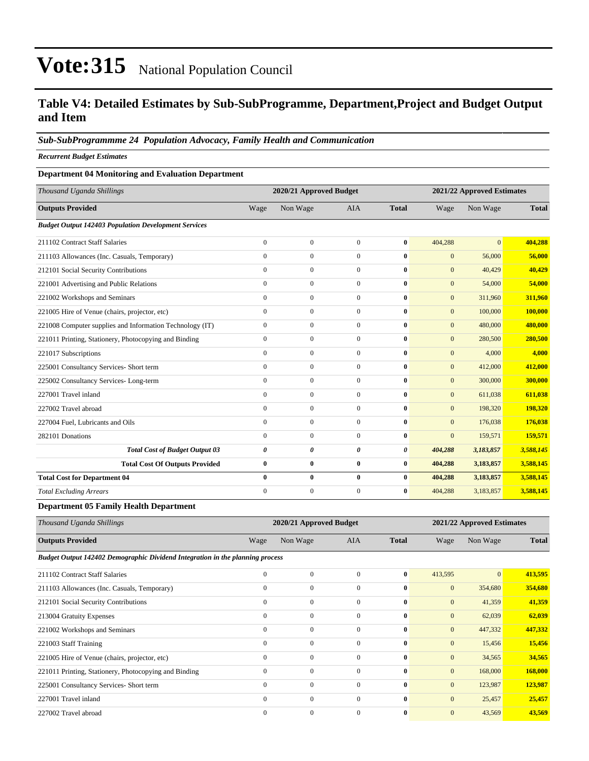# Vote:315 National Population Council

## Table V4: Detailed Estimates by Sub-SubProgramme, Department,Project and Budget Output and Item

### *Sub-SubProgrammme 24 Population Advocacy, Family Health and Communication*

***Recurrent Budget Estimates***

**Department 04 Monitoring and Evaluation Department**

| *Thousand Uganda Shillings* | 2020/21 Approved Budget | | | | 2021/22 Approved Estimates | | |
|---|---|---|---|---|---|---|---|
| **Outputs Provided** | Wage | Non Wage | AIA | **Total** | Wage | Non Wage | **Total** |
| ***Budget Output 142403 Population Development Services*** | | | | | | | |
| 211102 Contract Staff Salaries | 0 | 0 | 0 | **0** | 404,288 | 0 | **404,288** |
| 211103 Allowances (Inc. Casuals, Temporary) | 0 | 0 | 0 | **0** | 0 | 56,000 | **56,000** |
| 212101 Social Security Contributions | 0 | 0 | 0 | **0** | 0 | 40,429 | **40,429** |
| 221001 Advertising and Public Relations | 0 | 0 | 0 | **0** | 0 | 54,000 | **54,000** |
| 221002 Workshops and Seminars | 0 | 0 | 0 | **0** | 0 | 311,960 | **311,960** |
| 221005 Hire of Venue (chairs, projector, etc) | 0 | 0 | 0 | **0** | 0 | 100,000 | **100,000** |
| 221008 Computer supplies and Information Technology (IT) | 0 | 0 | 0 | **0** | 0 | 480,000 | **480,000** |
| 221011 Printing, Stationery, Photocopying and Binding | 0 | 0 | 0 | **0** | 0 | 280,500 | **280,500** |
| 221017 Subscriptions | 0 | 0 | 0 | **0** | 0 | 4,000 | **4,000** |
| 225001 Consultancy Services- Short term | 0 | 0 | 0 | **0** | 0 | 412,000 | **412,000** |
| 225002 Consultancy Services- Long-term | 0 | 0 | 0 | **0** | 0 | 300,000 | **300,000** |
| 227001 Travel inland | 0 | 0 | 0 | **0** | 0 | 611,038 | **611,038** |
| 227002 Travel abroad | 0 | 0 | 0 | **0** | 0 | 198,320 | **198,320** |
| 227004 Fuel, Lubricants and Oils | 0 | 0 | 0 | **0** | 0 | 176,038 | **176,038** |
| 282101 Donations | 0 | 0 | 0 | **0** | 0 | 159,571 | **159,571** |
| ***Total Cost of Budget Output 03*** | ***0*** | ***0*** | ***0*** | ***0*** | ***404,288*** | ***3,183,857*** | ***3,588,145*** |
| **Total Cost Of Outputs Provided** | **0** | **0** | **0** | **0** | **404,288** | **3,183,857** | **3,588,145** |
| **Total Cost for Department 04** | **0** | **0** | **0** | **0** | **404,288** | **3,183,857** | **3,588,145** |
| *Total Excluding Arrears* | 0 | 0 | 0 | **0** | 404,288 | 3,183,857 | **3,588,145** |

**Department 05 Family Health Department**

| *Thousand Uganda Shillings* | 2020/21 Approved Budget | | | | 2021/22 Approved Estimates | | |
|---|---|---|---|---|---|---|---|
| **Outputs Provided** | Wage | Non Wage | AIA | **Total** | Wage | Non Wage | **Total** |
| ***Budget Output 142402 Demographic Dividend Integration in the planning process*** | | | | | | | |
| 211102 Contract Staff Salaries | 0 | 0 | 0 | **0** | 413,595 | 0 | **413,595** |
| 211103 Allowances (Inc. Casuals, Temporary) | 0 | 0 | 0 | **0** | 0 | 354,680 | **354,680** |
| 212101 Social Security Contributions | 0 | 0 | 0 | **0** | 0 | 41,359 | **41,359** |
| 213004 Gratuity Expenses | 0 | 0 | 0 | **0** | 0 | 62,039 | **62,039** |
| 221002 Workshops and Seminars | 0 | 0 | 0 | **0** | 0 | 447,332 | **447,332** |
| 221003 Staff Training | 0 | 0 | 0 | **0** | 0 | 15,456 | **15,456** |
| 221005 Hire of Venue (chairs, projector, etc) | 0 | 0 | 0 | **0** | 0 | 34,565 | **34,565** |
| 221011 Printing, Stationery, Photocopying and Binding | 0 | 0 | 0 | **0** | 0 | 168,000 | **168,000** |
| 225001 Consultancy Services- Short term | 0 | 0 | 0 | **0** | 0 | 123,987 | **123,987** |
| 227001 Travel inland | 0 | 0 | 0 | **0** | 0 | 25,457 | **25,457** |
| 227002 Travel abroad | 0 | 0 | 0 | **0** | 0 | 43,569 | **43,569** |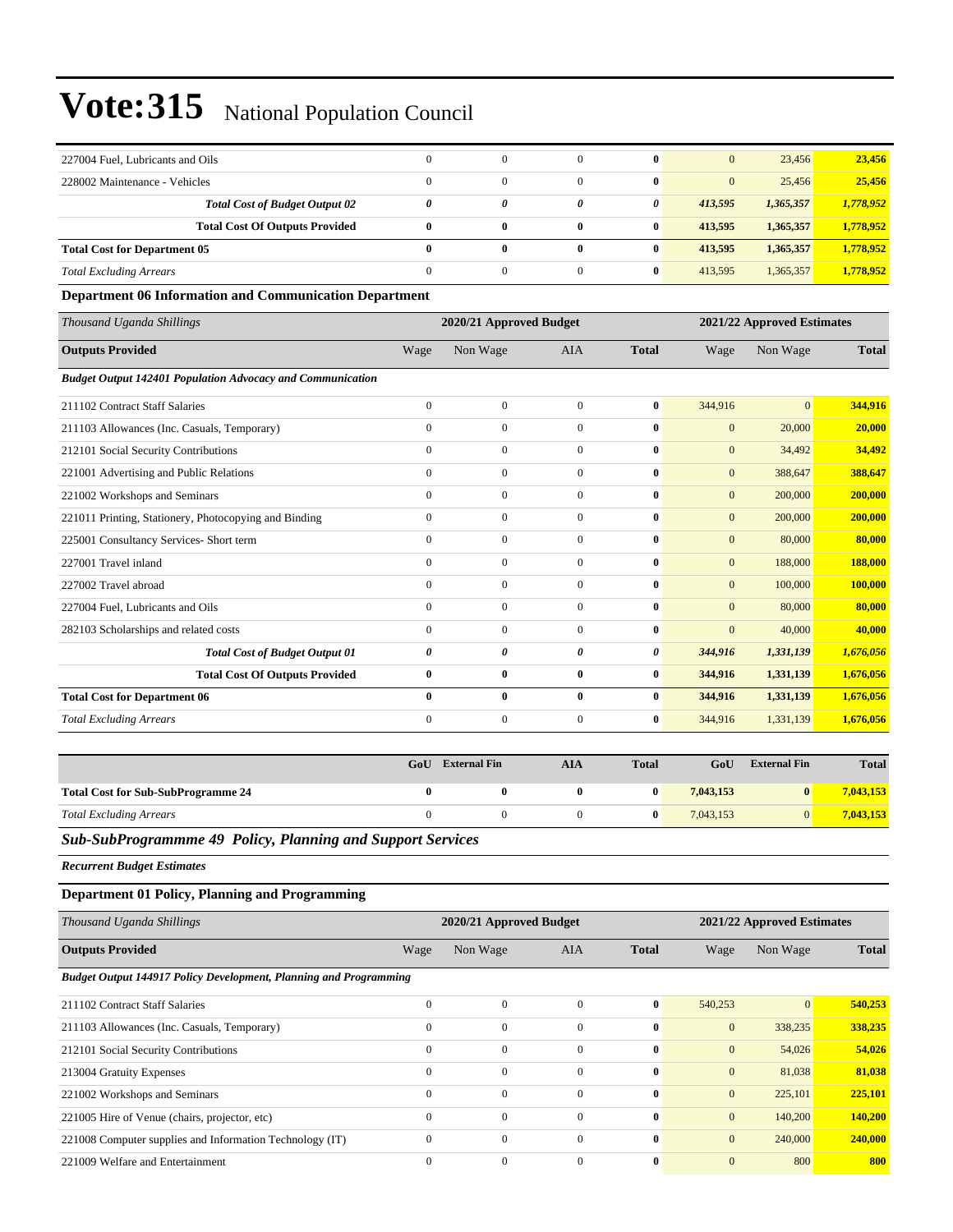| | | | | | | | |
|---|---|---|---|---|---|---|---|
| 227004 Fuel, Lubricants and Oils | 0 | 0 | 0 | **0** | 0 | 23,456 | **23,456** |
| 228002 Maintenance - Vehicles | 0 | 0 | 0 | **0** | 0 | 25,456 | **25,456** |
| ***Total Cost of Budget Output 02*** | ***0*** | ***0*** | ***0*** | ***0*** | ***413,595*** | ***1,365,357*** | ***1,778,952*** |
| **Total Cost Of Outputs Provided** | **0** | **0** | **0** | **0** | **413,595** | **1,365,357** | **1,778,952** |
| **Total Cost for Department 05** | **0** | **0** | **0** | **0** | **413,595** | **1,365,357** | **1,778,952** |
| *Total Excluding Arrears* | 0 | 0 | 0 | **0** | 413,595 | 1,365,357 | **1,778,952** |

**Department 06 Information and Communication Department**

| *Thousand Uganda Shillings* | 2020/21 Approved Budget | | | | 2021/22 Approved Estimates | | |
|---|---|---|---|---|---|---|---|
| **Outputs Provided** | Wage | Non Wage | AIA | **Total** | Wage | Non Wage | **Total** |
| ***Budget Output 142401 Population Advocacy and Communication*** | | | | | | | |
| 211102 Contract Staff Salaries | 0 | 0 | 0 | **0** | 344,916 | 0 | **344,916** |
| 211103 Allowances (Inc. Casuals, Temporary) | 0 | 0 | 0 | **0** | 0 | 20,000 | **20,000** |
| 212101 Social Security Contributions | 0 | 0 | 0 | **0** | 0 | 34,492 | **34,492** |
| 221001 Advertising and Public Relations | 0 | 0 | 0 | **0** | 0 | 388,647 | **388,647** |
| 221002 Workshops and Seminars | 0 | 0 | 0 | **0** | 0 | 200,000 | **200,000** |
| 221011 Printing, Stationery, Photocopying and Binding | 0 | 0 | 0 | **0** | 0 | 200,000 | **200,000** |
| 225001 Consultancy Services- Short term | 0 | 0 | 0 | **0** | 0 | 80,000 | **80,000** |
| 227001 Travel inland | 0 | 0 | 0 | **0** | 0 | 188,000 | **188,000** |
| 227002 Travel abroad | 0 | 0 | 0 | **0** | 0 | 100,000 | **100,000** |
| 227004 Fuel, Lubricants and Oils | 0 | 0 | 0 | **0** | 0 | 80,000 | **80,000** |
| 282103 Scholarships and related costs | 0 | 0 | 0 | **0** | 0 | 40,000 | **40,000** |
| ***Total Cost of Budget Output 01*** | ***0*** | ***0*** | ***0*** | ***0*** | ***344,916*** | ***1,331,139*** | ***1,676,056*** |
| **Total Cost Of Outputs Provided** | **0** | **0** | **0** | **0** | **344,916** | **1,331,139** | **1,676,056** |
| **Total Cost for Department 06** | **0** | **0** | **0** | **0** | **344,916** | **1,331,139** | **1,676,056** |
| *Total Excluding Arrears* | 0 | 0 | 0 | **0** | 344,916 | 1,331,139 | **1,676,056** |

| | **GoU** | **External Fin** | **AIA** | **Total** | **GoU** | **External Fin** | **Total** |
|---|---|---|---|---|---|---|---|
| **Total Cost for Sub-SubProgramme 24** | **0** | **0** | **0** | **0** | **7,043,153** | **0** | **7,043,153** |
| *Total Excluding Arrears* | 0 | 0 | 0 | **0** | 7,043,153 | 0 | **7,043,153** |

### *Sub-SubProgrammme 49 Policy, Planning and Support Services*

***Recurrent Budget Estimates***

**Department 01 Policy, Planning and Programming**

| *Thousand Uganda Shillings* | 2020/21 Approved Budget | | | | 2021/22 Approved Estimates | | |
|---|---|---|---|---|---|---|---|
| **Outputs Provided** | Wage | Non Wage | AIA | **Total** | Wage | Non Wage | **Total** |
| ***Budget Output 144917 Policy Development, Planning and Programming*** | | | | | | | |
| 211102 Contract Staff Salaries | 0 | 0 | 0 | **0** | 540,253 | 0 | **540,253** |
| 211103 Allowances (Inc. Casuals, Temporary) | 0 | 0 | 0 | **0** | 0 | 338,235 | **338,235** |
| 212101 Social Security Contributions | 0 | 0 | 0 | **0** | 0 | 54,026 | **54,026** |
| 213004 Gratuity Expenses | 0 | 0 | 0 | **0** | 0 | 81,038 | **81,038** |
| 221002 Workshops and Seminars | 0 | 0 | 0 | **0** | 0 | 225,101 | **225,101** |
| 221005 Hire of Venue (chairs, projector, etc) | 0 | 0 | 0 | **0** | 0 | 140,200 | **140,200** |
| 221008 Computer supplies and Information Technology (IT) | 0 | 0 | 0 | **0** | 0 | 240,000 | **240,000** |
| 221009 Welfare and Entertainment | 0 | 0 | 0 | **0** | 0 | 800 | **800** |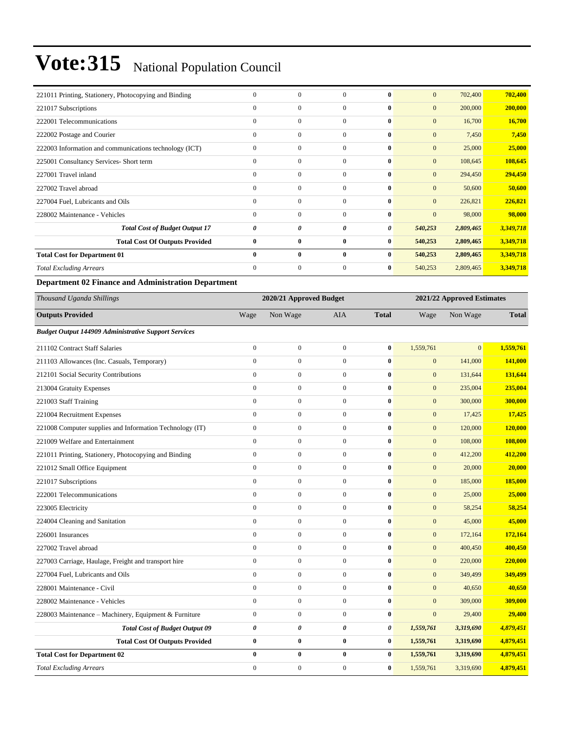| | | | | | | | |
|---|---|---|---|---|---|---|---|
| 221011 Printing, Stationery, Photocopying and Binding | 0 | 0 | 0 | **0** | 0 | 702,400 | **702,400** |
| 221017 Subscriptions | 0 | 0 | 0 | **0** | 0 | 200,000 | **200,000** |
| 222001 Telecommunications | 0 | 0 | 0 | **0** | 0 | 16,700 | **16,700** |
| 222002 Postage and Courier | 0 | 0 | 0 | **0** | 0 | 7,450 | **7,450** |
| 222003 Information and communications technology (ICT) | 0 | 0 | 0 | **0** | 0 | 25,000 | **25,000** |
| 225001 Consultancy Services- Short term | 0 | 0 | 0 | **0** | 0 | 108,645 | **108,645** |
| 227001 Travel inland | 0 | 0 | 0 | **0** | 0 | 294,450 | **294,450** |
| 227002 Travel abroad | 0 | 0 | 0 | **0** | 0 | 50,600 | **50,600** |
| 227004 Fuel, Lubricants and Oils | 0 | 0 | 0 | **0** | 0 | 226,821 | **226,821** |
| 228002 Maintenance - Vehicles | 0 | 0 | 0 | **0** | 0 | 98,000 | **98,000** |
| ***Total Cost of Budget Output 17*** | ***0*** | ***0*** | ***0*** | ***0*** | ***540,253*** | ***2,809,465*** | ***3,349,718*** |
| **Total Cost Of Outputs Provided** | **0** | **0** | **0** | **0** | **540,253** | **2,809,465** | **3,349,718** |
| **Total Cost for Department 01** | **0** | **0** | **0** | **0** | **540,253** | **2,809,465** | **3,349,718** |
| *Total Excluding Arrears* | 0 | 0 | 0 | **0** | 540,253 | 2,809,465 | **3,349,718** |

### Department 02 Finance and Administration Department

| *Thousand Uganda Shillings* | 2020/21 Approved Budget | | | | 2021/22 Approved Estimates | | |
|---|---|---|---|---|---|---|---|
| **Outputs Provided** | Wage | Non Wage | AIA | **Total** | Wage | Non Wage | **Total** |
| ***Budget Output 144909 Administrative Support Services*** | | | | | | | |
| 211102 Contract Staff Salaries | 0 | 0 | 0 | **0** | 1,559,761 | 0 | **1,559,761** |
| 211103 Allowances (Inc. Casuals, Temporary) | 0 | 0 | 0 | **0** | 0 | 141,000 | **141,000** |
| 212101 Social Security Contributions | 0 | 0 | 0 | **0** | 0 | 131,644 | **131,644** |
| 213004 Gratuity Expenses | 0 | 0 | 0 | **0** | 0 | 235,004 | **235,004** |
| 221003 Staff Training | 0 | 0 | 0 | **0** | 0 | 300,000 | **300,000** |
| 221004 Recruitment Expenses | 0 | 0 | 0 | **0** | 0 | 17,425 | **17,425** |
| 221008 Computer supplies and Information Technology (IT) | 0 | 0 | 0 | **0** | 0 | 120,000 | **120,000** |
| 221009 Welfare and Entertainment | 0 | 0 | 0 | **0** | 0 | 108,000 | **108,000** |
| 221011 Printing, Stationery, Photocopying and Binding | 0 | 0 | 0 | **0** | 0 | 412,200 | **412,200** |
| 221012 Small Office Equipment | 0 | 0 | 0 | **0** | 0 | 20,000 | **20,000** |
| 221017 Subscriptions | 0 | 0 | 0 | **0** | 0 | 185,000 | **185,000** |
| 222001 Telecommunications | 0 | 0 | 0 | **0** | 0 | 25,000 | **25,000** |
| 223005 Electricity | 0 | 0 | 0 | **0** | 0 | 58,254 | **58,254** |
| 224004 Cleaning and Sanitation | 0 | 0 | 0 | **0** | 0 | 45,000 | **45,000** |
| 226001 Insurances | 0 | 0 | 0 | **0** | 0 | 172,164 | **172,164** |
| 227002 Travel abroad | 0 | 0 | 0 | **0** | 0 | 400,450 | **400,450** |
| 227003 Carriage, Haulage, Freight and transport hire | 0 | 0 | 0 | **0** | 0 | 220,000 | **220,000** |
| 227004 Fuel, Lubricants and Oils | 0 | 0 | 0 | **0** | 0 | 349,499 | **349,499** |
| 228001 Maintenance - Civil | 0 | 0 | 0 | **0** | 0 | 40,650 | **40,650** |
| 228002 Maintenance - Vehicles | 0 | 0 | 0 | **0** | 0 | 309,000 | **309,000** |
| 228003 Maintenance – Machinery, Equipment & Furniture | 0 | 0 | 0 | **0** | 0 | 29,400 | **29,400** |
| ***Total Cost of Budget Output 09*** | ***0*** | ***0*** | ***0*** | ***0*** | ***1,559,761*** | ***3,319,690*** | ***4,879,451*** |
| **Total Cost Of Outputs Provided** | **0** | **0** | **0** | **0** | **1,559,761** | **3,319,690** | **4,879,451** |
| **Total Cost for Department 02** | **0** | **0** | **0** | **0** | **1,559,761** | **3,319,690** | **4,879,451** |
| *Total Excluding Arrears* | 0 | 0 | 0 | **0** | 1,559,761 | 3,319,690 | **4,879,451** |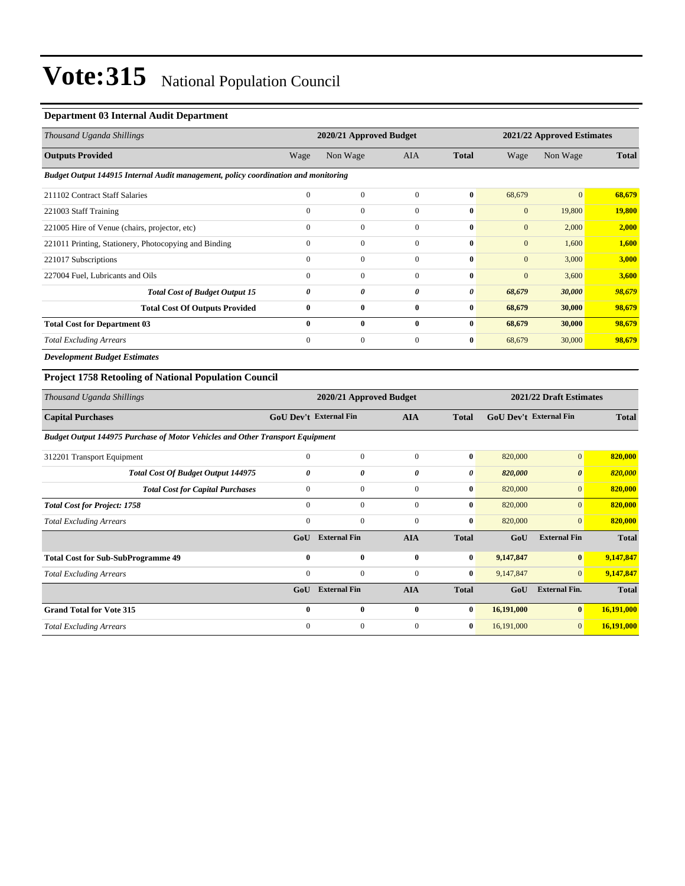# Vote:315 National Population Council

### Department 03 Internal Audit Department

| *Thousand Uganda Shillings* | 2020/21 Approved Budget | | | | 2021/22 Approved Estimates | | |
|---|---|---|---|---|---|---|---|
| **Outputs Provided** | Wage | Non Wage | AIA | **Total** | Wage | Non Wage | **Total** |
| ***Budget Output 144915 Internal Audit management, policy coordination and monitoring*** | | | | | | | |
| 211102 Contract Staff Salaries | 0 | 0 | 0 | **0** | 68,679 | 0 | **68,679** |
| 221003 Staff Training | 0 | 0 | 0 | **0** | 0 | 19,800 | **19,800** |
| 221005 Hire of Venue (chairs, projector, etc) | 0 | 0 | 0 | **0** | 0 | 2,000 | **2,000** |
| 221011 Printing, Stationery, Photocopying and Binding | 0 | 0 | 0 | **0** | 0 | 1,600 | **1,600** |
| 221017 Subscriptions | 0 | 0 | 0 | **0** | 0 | 3,000 | **3,000** |
| 227004 Fuel, Lubricants and Oils | 0 | 0 | 0 | **0** | 0 | 3,600 | **3,600** |
| ***Total Cost of Budget Output 15*** | ***0*** | ***0*** | ***0*** | ***0*** | ***68,679*** | ***30,000*** | ***98,679*** |
| **Total Cost Of Outputs Provided** | **0** | **0** | **0** | **0** | **68,679** | **30,000** | **98,679** |
| **Total Cost for Department 03** | **0** | **0** | **0** | **0** | **68,679** | **30,000** | **98,679** |
| *Total Excluding Arrears* | 0 | 0 | 0 | **0** | 68,679 | 30,000 | **98,679** |

***Development Budget Estimates***

### Project 1758 Retooling of National Population Council

| *Thousand Uganda Shillings* | 2020/21 Approved Budget | | | | 2021/22 Draft Estimates | | |
|---|---|---|---|---|---|---|---|
| **Capital Purchases** | **GoU Dev't** | **External Fin** | **AIA** | **Total** | **GoU Dev't** | **External Fin** | **Total** |
| ***Budget Output 144975 Purchase of Motor Vehicles and Other Transport Equipment*** | | | | | | | |
| 312201 Transport Equipment | 0 | 0 | 0 | **0** | 820,000 | 0 | **820,000** |
| ***Total Cost Of Budget Output 144975*** | ***0*** | ***0*** | ***0*** | ***0*** | ***820,000*** | ***0*** | ***820,000*** |
| ***Total Cost for Capital Purchases*** | 0 | 0 | 0 | **0** | 820,000 | 0 | **820,000** |
| ***Total Cost for Project: 1758*** | 0 | 0 | 0 | **0** | 820,000 | 0 | **820,000** |
| *Total Excluding Arrears* | 0 | 0 | 0 | **0** | 820,000 | 0 | **820,000** |
| | **GoU** | **External Fin** | **AIA** | **Total** | **GoU** | **External Fin** | **Total** |
| **Total Cost for Sub-SubProgramme 49** | **0** | **0** | **0** | **0** | **9,147,847** | **0** | **9,147,847** |
| *Total Excluding Arrears* | 0 | 0 | 0 | **0** | 9,147,847 | 0 | **9,147,847** |
| | **GoU** | **External Fin** | **AIA** | **Total** | **GoU** | **External Fin.** | **Total** |
| **Grand Total for Vote 315** | **0** | **0** | **0** | **0** | **16,191,000** | **0** | **16,191,000** |
| *Total Excluding Arrears* | 0 | 0 | 0 | **0** | 16,191,000 | 0 | **16,191,000** |